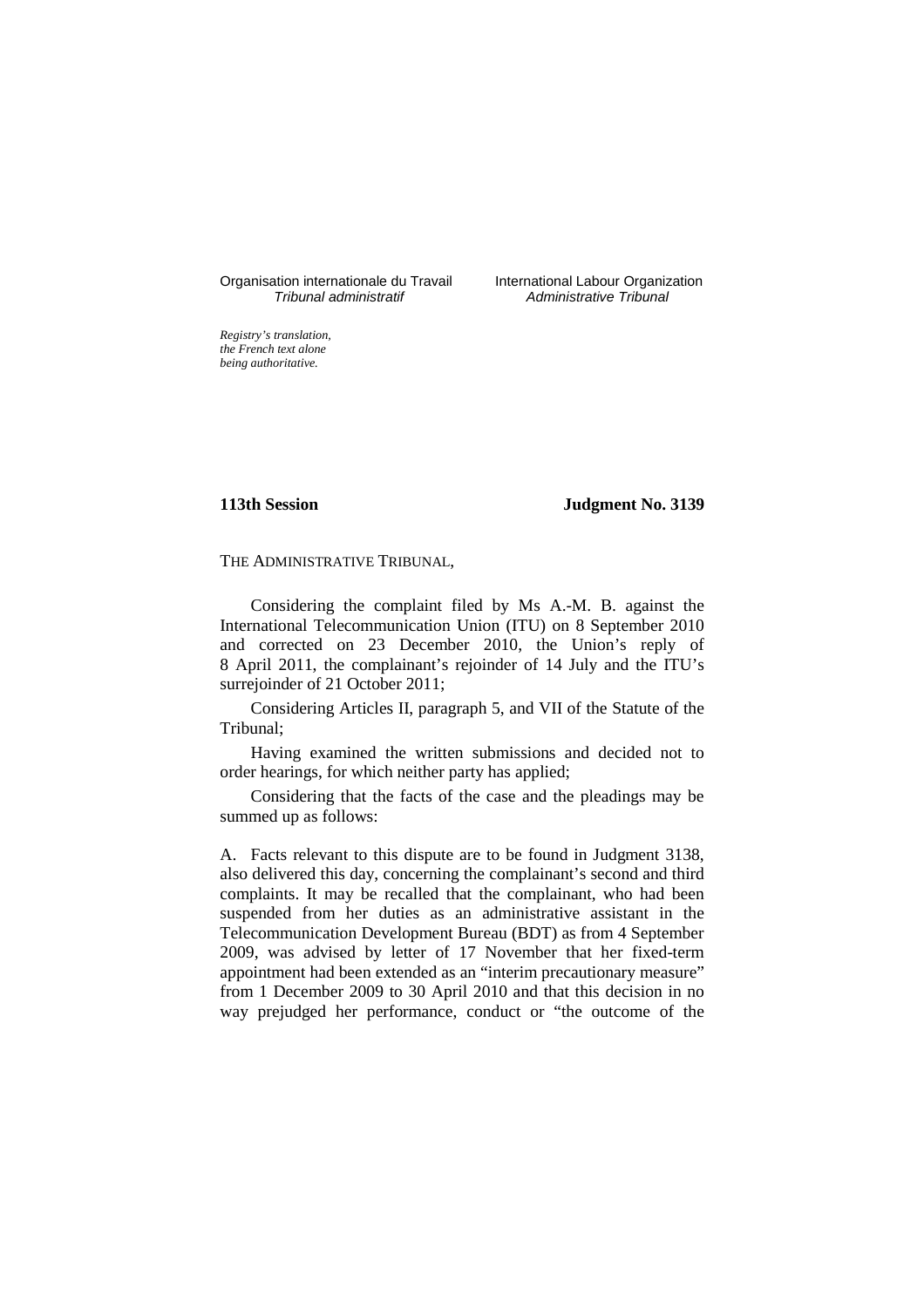Organisation internationale du Travail
*Tribunal administratif*

International Labour Organization
*Administrative Tribunal*

*Registry's translation, the French text alone being authoritative.*

**113th Session** **Judgment No. 3139**

THE ADMINISTRATIVE TRIBUNAL,

Considering the complaint filed by Ms A.-M. B. against the International Telecommunication Union (ITU) on 8 September 2010 and corrected on 23 December 2010, the Union's reply of 8 April 2011, the complainant's rejoinder of 14 July and the ITU's surrejoinder of 21 October 2011;

Considering Articles II, paragraph 5, and VII of the Statute of the Tribunal;

Having examined the written submissions and decided not to order hearings, for which neither party has applied;

Considering that the facts of the case and the pleadings may be summed up as follows:

A. Facts relevant to this dispute are to be found in Judgment 3138, also delivered this day, concerning the complainant's second and third complaints. It may be recalled that the complainant, who had been suspended from her duties as an administrative assistant in the Telecommunication Development Bureau (BDT) as from 4 September 2009, was advised by letter of 17 November that her fixed-term appointment had been extended as an "interim precautionary measure" from 1 December 2009 to 30 April 2010 and that this decision in no way prejudged her performance, conduct or "the outcome of the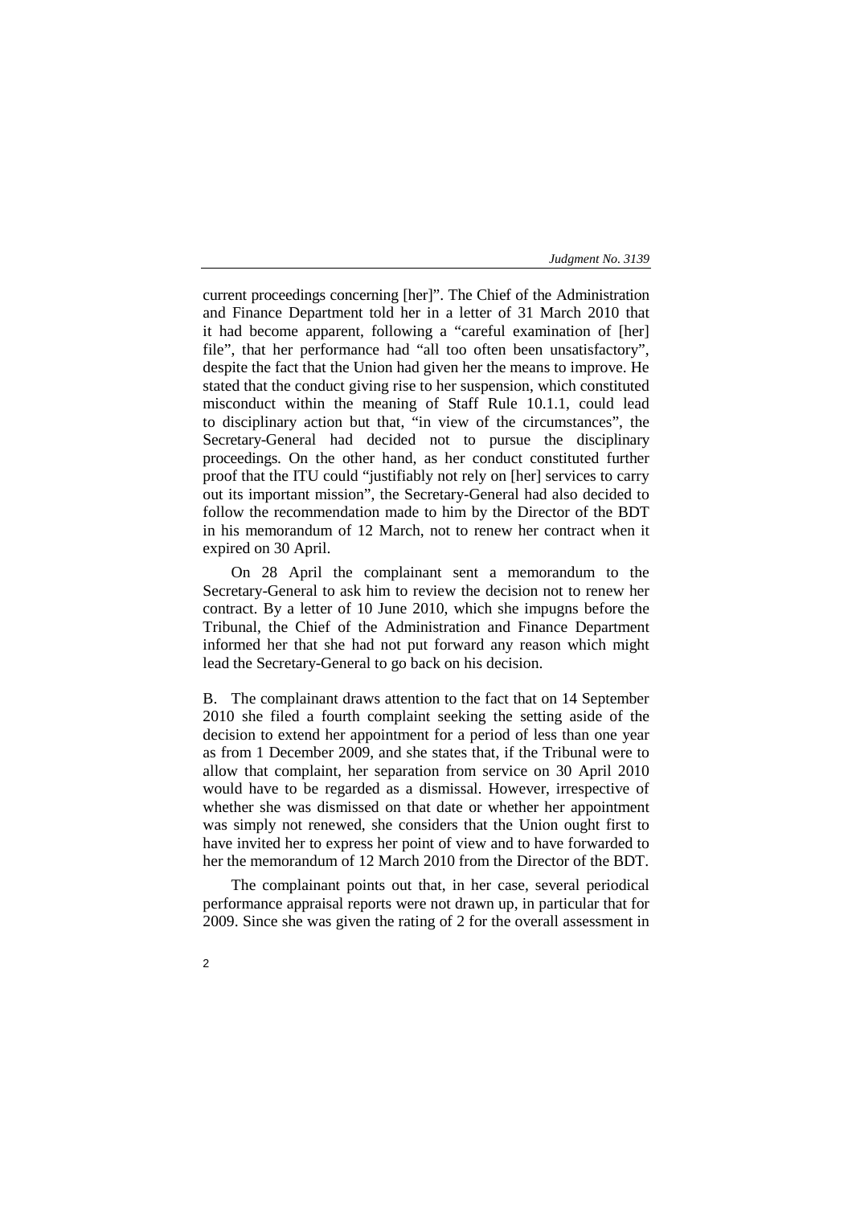current proceedings concerning [her]". The Chief of the Administration and Finance Department told her in a letter of 31 March 2010 that it had become apparent, following a "careful examination of [her] file", that her performance had "all too often been unsatisfactory", despite the fact that the Union had given her the means to improve. He stated that the conduct giving rise to her suspension, which constituted misconduct within the meaning of Staff Rule 10.1.1, could lead to disciplinary action but that, "in view of the circumstances", the Secretary-General had decided not to pursue the disciplinary proceedings. On the other hand, as her conduct constituted further proof that the ITU could "justifiably not rely on [her] services to carry out its important mission", the Secretary-General had also decided to follow the recommendation made to him by the Director of the BDT in his memorandum of 12 March, not to renew her contract when it expired on 30 April.

On 28 April the complainant sent a memorandum to the Secretary-General to ask him to review the decision not to renew her contract. By a letter of 10 June 2010, which she impugns before the Tribunal, the Chief of the Administration and Finance Department informed her that she had not put forward any reason which might lead the Secretary-General to go back on his decision.

B. The complainant draws attention to the fact that on 14 September 2010 she filed a fourth complaint seeking the setting aside of the decision to extend her appointment for a period of less than one year as from 1 December 2009, and she states that, if the Tribunal were to allow that complaint, her separation from service on 30 April 2010 would have to be regarded as a dismissal. However, irrespective of whether she was dismissed on that date or whether her appointment was simply not renewed, she considers that the Union ought first to have invited her to express her point of view and to have forwarded to her the memorandum of 12 March 2010 from the Director of the BDT.

The complainant points out that, in her case, several periodical performance appraisal reports were not drawn up, in particular that for 2009. Since she was given the rating of 2 for the overall assessment in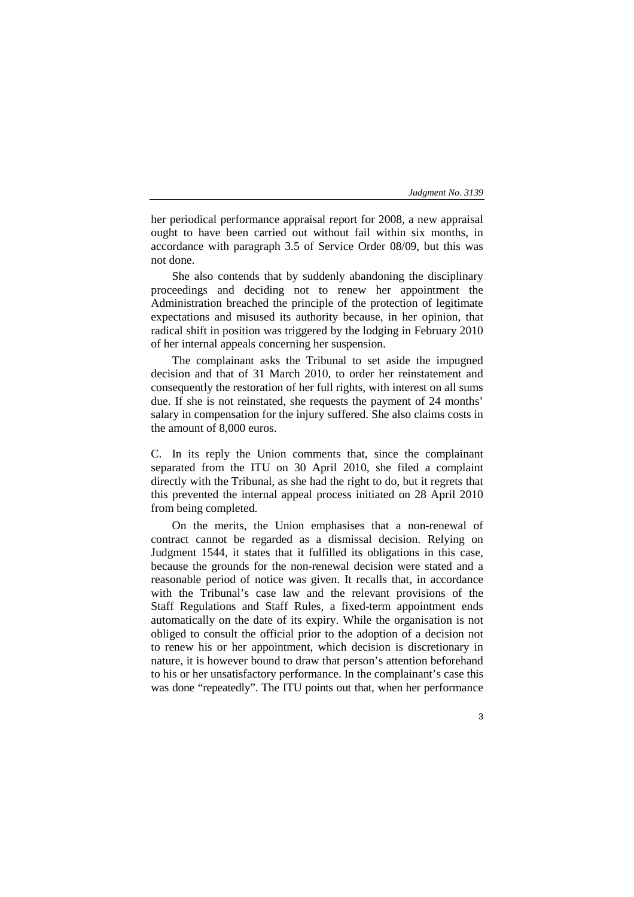her periodical performance appraisal report for 2008, a new appraisal ought to have been carried out without fail within six months, in accordance with paragraph 3.5 of Service Order 08/09, but this was not done.

She also contends that by suddenly abandoning the disciplinary proceedings and deciding not to renew her appointment the Administration breached the principle of the protection of legitimate expectations and misused its authority because, in her opinion, that radical shift in position was triggered by the lodging in February 2010 of her internal appeals concerning her suspension.

The complainant asks the Tribunal to set aside the impugned decision and that of 31 March 2010, to order her reinstatement and consequently the restoration of her full rights, with interest on all sums due. If she is not reinstated, she requests the payment of 24 months' salary in compensation for the injury suffered. She also claims costs in the amount of 8,000 euros.

C. In its reply the Union comments that, since the complainant separated from the ITU on 30 April 2010, she filed a complaint directly with the Tribunal, as she had the right to do, but it regrets that this prevented the internal appeal process initiated on 28 April 2010 from being completed.

On the merits, the Union emphasises that a non-renewal of contract cannot be regarded as a dismissal decision. Relying on Judgment 1544, it states that it fulfilled its obligations in this case, because the grounds for the non-renewal decision were stated and a reasonable period of notice was given. It recalls that, in accordance with the Tribunal's case law and the relevant provisions of the Staff Regulations and Staff Rules, a fixed-term appointment ends automatically on the date of its expiry. While the organisation is not obliged to consult the official prior to the adoption of a decision not to renew his or her appointment, which decision is discretionary in nature, it is however bound to draw that person's attention beforehand to his or her unsatisfactory performance. In the complainant's case this was done "repeatedly". The ITU points out that, when her performance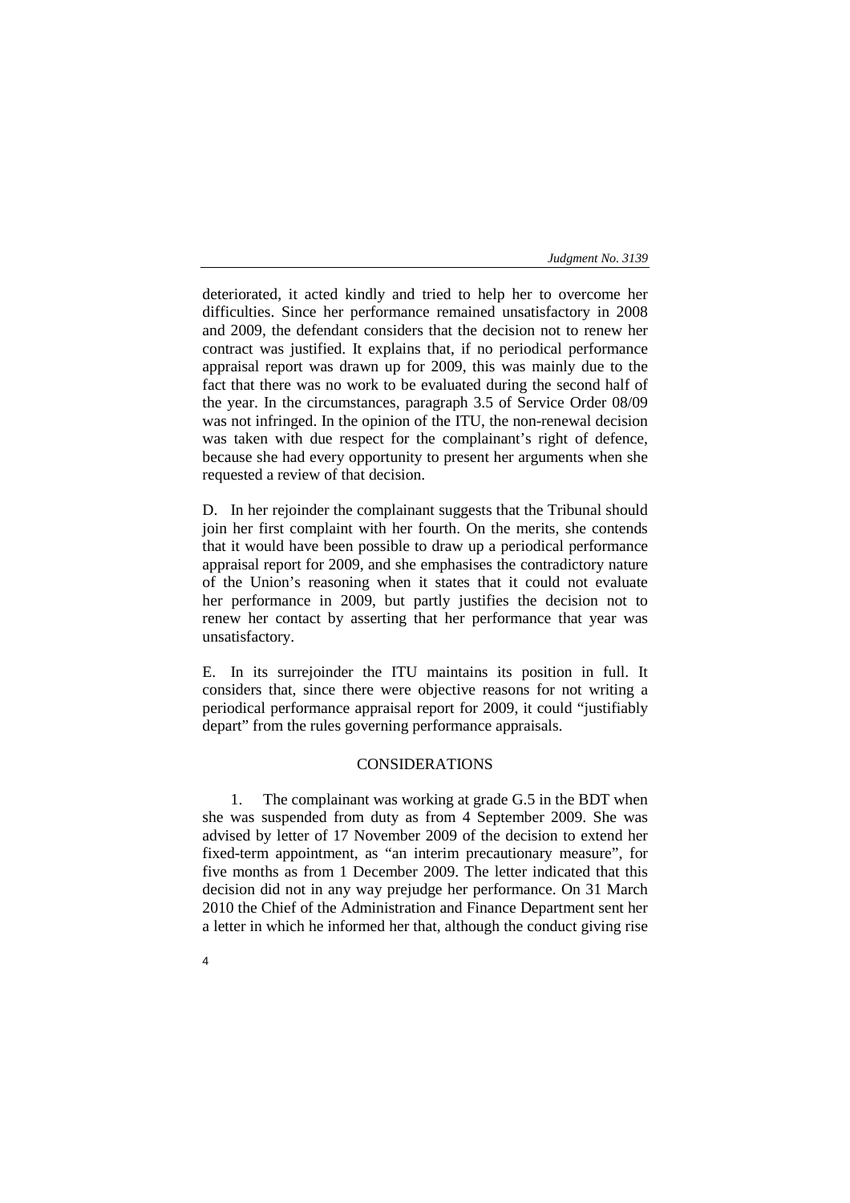deteriorated, it acted kindly and tried to help her to overcome her difficulties. Since her performance remained unsatisfactory in 2008 and 2009, the defendant considers that the decision not to renew her contract was justified. It explains that, if no periodical performance appraisal report was drawn up for 2009, this was mainly due to the fact that there was no work to be evaluated during the second half of the year. In the circumstances, paragraph 3.5 of Service Order 08/09 was not infringed. In the opinion of the ITU, the non-renewal decision was taken with due respect for the complainant's right of defence, because she had every opportunity to present her arguments when she requested a review of that decision.

D. In her rejoinder the complainant suggests that the Tribunal should join her first complaint with her fourth. On the merits, she contends that it would have been possible to draw up a periodical performance appraisal report for 2009, and she emphasises the contradictory nature of the Union's reasoning when it states that it could not evaluate her performance in 2009, but partly justifies the decision not to renew her contact by asserting that her performance that year was unsatisfactory.

E. In its surrejoinder the ITU maintains its position in full. It considers that, since there were objective reasons for not writing a periodical performance appraisal report for 2009, it could "justifiably depart" from the rules governing performance appraisals.

## CONSIDERATIONS

1. The complainant was working at grade G.5 in the BDT when she was suspended from duty as from 4 September 2009. She was advised by letter of 17 November 2009 of the decision to extend her fixed-term appointment, as "an interim precautionary measure", for five months as from 1 December 2009. The letter indicated that this decision did not in any way prejudge her performance. On 31 March 2010 the Chief of the Administration and Finance Department sent her a letter in which he informed her that, although the conduct giving rise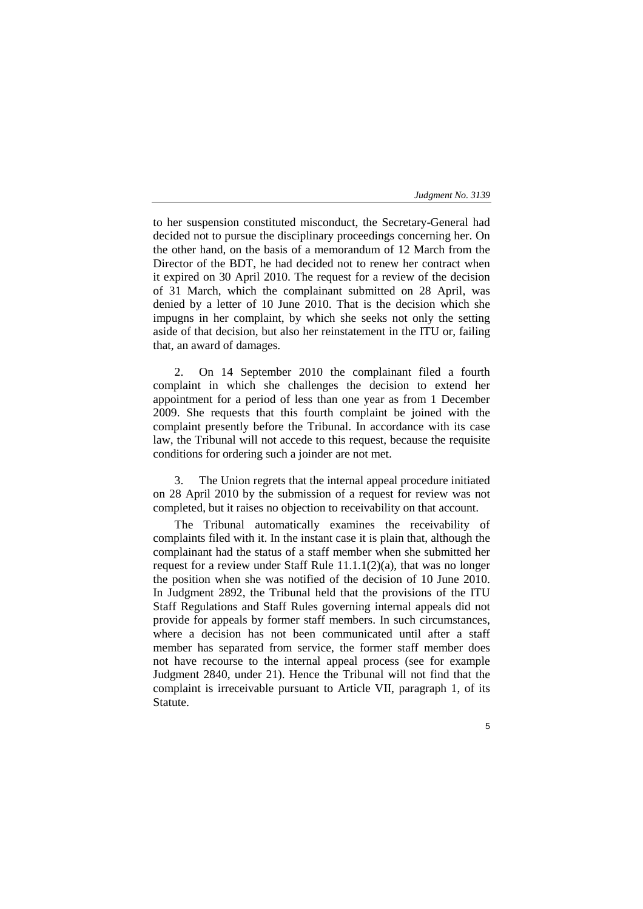to her suspension constituted misconduct, the Secretary-General had decided not to pursue the disciplinary proceedings concerning her. On the other hand, on the basis of a memorandum of 12 March from the Director of the BDT, he had decided not to renew her contract when it expired on 30 April 2010. The request for a review of the decision of 31 March, which the complainant submitted on 28 April, was denied by a letter of 10 June 2010. That is the decision which she impugns in her complaint, by which she seeks not only the setting aside of that decision, but also her reinstatement in the ITU or, failing that, an award of damages.

2. On 14 September 2010 the complainant filed a fourth complaint in which she challenges the decision to extend her appointment for a period of less than one year as from 1 December 2009. She requests that this fourth complaint be joined with the complaint presently before the Tribunal. In accordance with its case law, the Tribunal will not accede to this request, because the requisite conditions for ordering such a joinder are not met.

3. The Union regrets that the internal appeal procedure initiated on 28 April 2010 by the submission of a request for review was not completed, but it raises no objection to receivability on that account.

The Tribunal automatically examines the receivability of complaints filed with it. In the instant case it is plain that, although the complainant had the status of a staff member when she submitted her request for a review under Staff Rule 11.1.1(2)(a), that was no longer the position when she was notified of the decision of 10 June 2010. In Judgment 2892, the Tribunal held that the provisions of the ITU Staff Regulations and Staff Rules governing internal appeals did not provide for appeals by former staff members. In such circumstances, where a decision has not been communicated until after a staff member has separated from service, the former staff member does not have recourse to the internal appeal process (see for example Judgment 2840, under 21). Hence the Tribunal will not find that the complaint is irreceivable pursuant to Article VII, paragraph 1, of its Statute.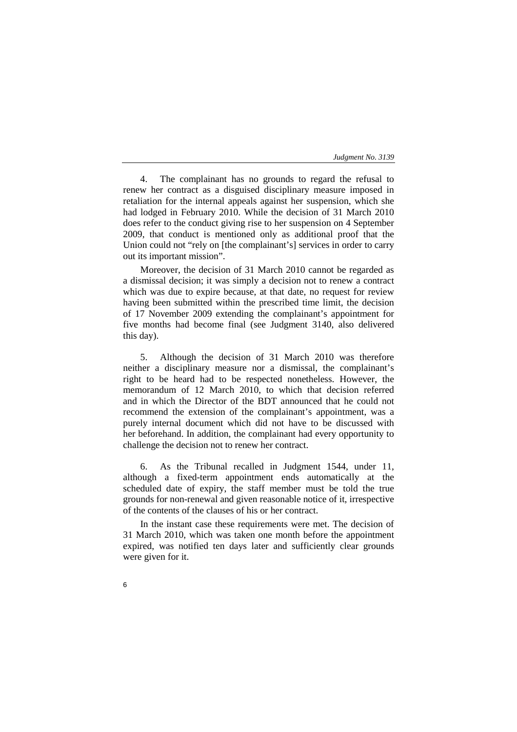4. The complainant has no grounds to regard the refusal to renew her contract as a disguised disciplinary measure imposed in retaliation for the internal appeals against her suspension, which she had lodged in February 2010. While the decision of 31 March 2010 does refer to the conduct giving rise to her suspension on 4 September 2009, that conduct is mentioned only as additional proof that the Union could not "rely on [the complainant's] services in order to carry out its important mission".

Moreover, the decision of 31 March 2010 cannot be regarded as a dismissal decision; it was simply a decision not to renew a contract which was due to expire because, at that date, no request for review having been submitted within the prescribed time limit, the decision of 17 November 2009 extending the complainant's appointment for five months had become final (see Judgment 3140, also delivered this day).

5. Although the decision of 31 March 2010 was therefore neither a disciplinary measure nor a dismissal, the complainant's right to be heard had to be respected nonetheless. However, the memorandum of 12 March 2010, to which that decision referred and in which the Director of the BDT announced that he could not recommend the extension of the complainant's appointment, was a purely internal document which did not have to be discussed with her beforehand. In addition, the complainant had every opportunity to challenge the decision not to renew her contract.

6. As the Tribunal recalled in Judgment 1544, under 11, although a fixed-term appointment ends automatically at the scheduled date of expiry, the staff member must be told the true grounds for non-renewal and given reasonable notice of it, irrespective of the contents of the clauses of his or her contract.

In the instant case these requirements were met. The decision of 31 March 2010, which was taken one month before the appointment expired, was notified ten days later and sufficiently clear grounds were given for it.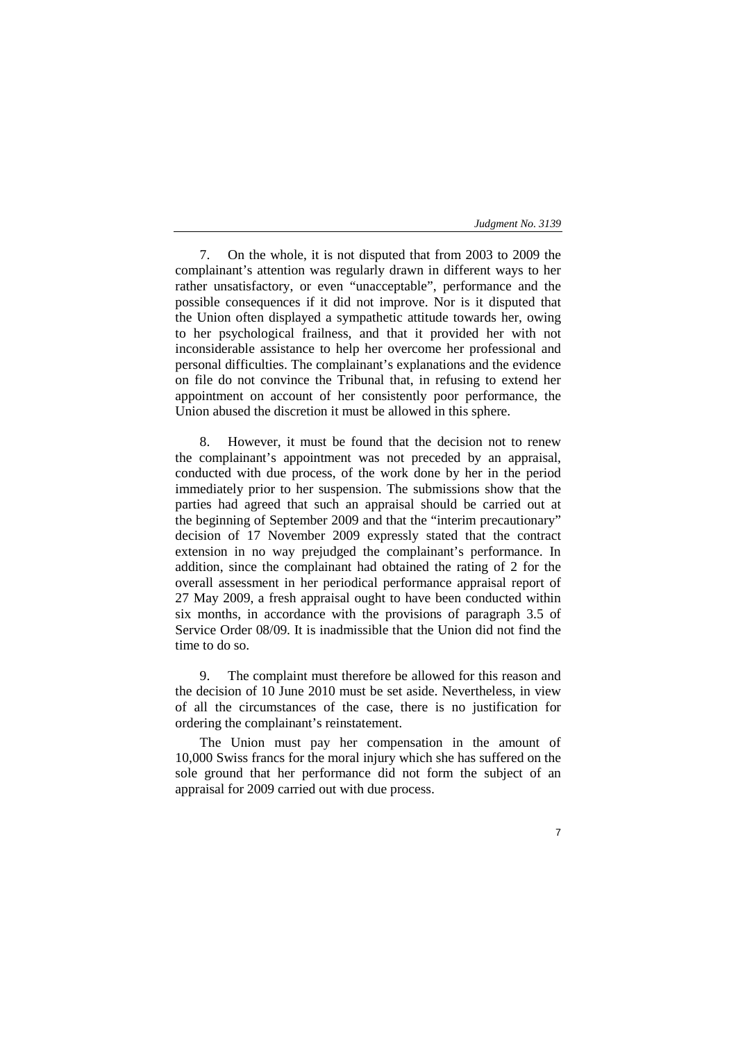7. On the whole, it is not disputed that from 2003 to 2009 the complainant's attention was regularly drawn in different ways to her rather unsatisfactory, or even "unacceptable", performance and the possible consequences if it did not improve. Nor is it disputed that the Union often displayed a sympathetic attitude towards her, owing to her psychological frailness, and that it provided her with not inconsiderable assistance to help her overcome her professional and personal difficulties. The complainant's explanations and the evidence on file do not convince the Tribunal that, in refusing to extend her appointment on account of her consistently poor performance, the Union abused the discretion it must be allowed in this sphere.

8. However, it must be found that the decision not to renew the complainant's appointment was not preceded by an appraisal, conducted with due process, of the work done by her in the period immediately prior to her suspension. The submissions show that the parties had agreed that such an appraisal should be carried out at the beginning of September 2009 and that the "interim precautionary" decision of 17 November 2009 expressly stated that the contract extension in no way prejudged the complainant's performance. In addition, since the complainant had obtained the rating of 2 for the overall assessment in her periodical performance appraisal report of 27 May 2009, a fresh appraisal ought to have been conducted within six months, in accordance with the provisions of paragraph 3.5 of Service Order 08/09. It is inadmissible that the Union did not find the time to do so.

9. The complaint must therefore be allowed for this reason and the decision of 10 June 2010 must be set aside. Nevertheless, in view of all the circumstances of the case, there is no justification for ordering the complainant's reinstatement.

The Union must pay her compensation in the amount of 10,000 Swiss francs for the moral injury which she has suffered on the sole ground that her performance did not form the subject of an appraisal for 2009 carried out with due process.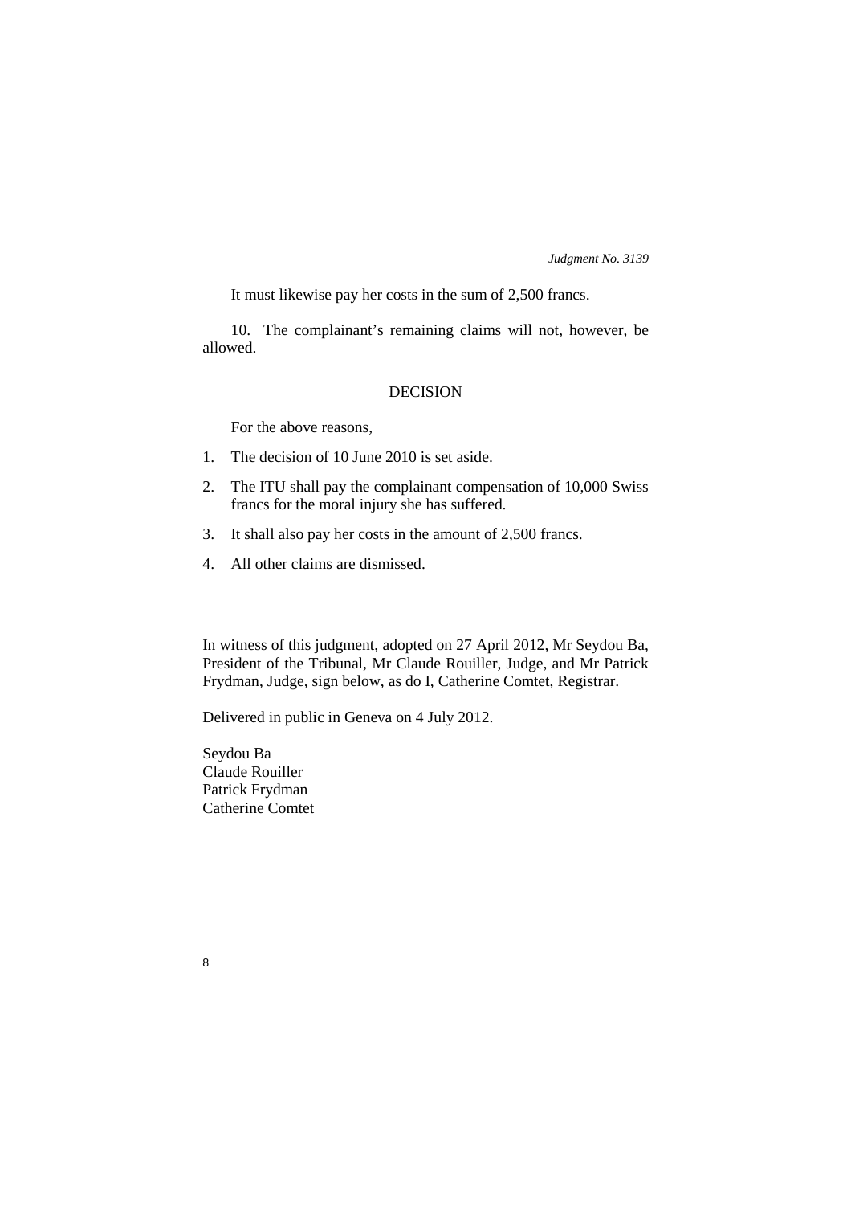It must likewise pay her costs in the sum of 2,500 francs.

10. The complainant's remaining claims will not, however, be allowed.

## DECISION

For the above reasons,

1. The decision of 10 June 2010 is set aside.
2. The ITU shall pay the complainant compensation of 10,000 Swiss francs for the moral injury she has suffered.
3. It shall also pay her costs in the amount of 2,500 francs.
4. All other claims are dismissed.

In witness of this judgment, adopted on 27 April 2012, Mr Seydou Ba, President of the Tribunal, Mr Claude Rouiller, Judge, and Mr Patrick Frydman, Judge, sign below, as do I, Catherine Comtet, Registrar.

Delivered in public in Geneva on 4 July 2012.

Seydou Ba
Claude Rouiller
Patrick Frydman
Catherine Comtet